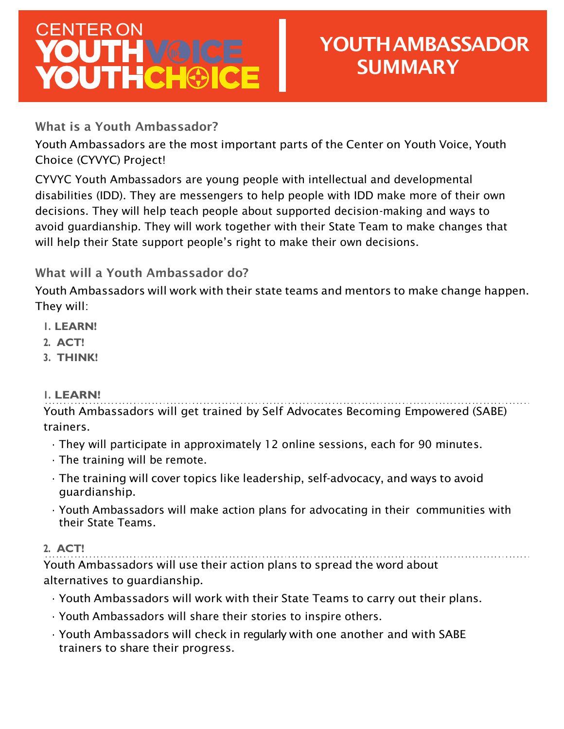# CENTER ON YOUTH VOICE YOUTH CHOICE

# YOUTH AMBASSADOR SUMMARY

## What is a Youth Ambassador?

Youth Ambassadors are the most important parts of the Center on Youth Voice, Youth Choice (CYVYC) Project!

CYVYC Youth Ambassadors are young people with intellectual and developmental disabilities (IDD). They are messengers to help people with IDD make more of their own decisions. They will help teach people about supported decision-making and ways to avoid guardianship. They will work together with their State Team to make changes that will help their State support people's right to make their own decisions.

## What will a Youth Ambassador do?

Youth Ambassadors will work with their state teams and mentors to make change happen. They will:

1. **LEARN!**
2. **ACT!**
3. **THINK!**

### 1. LEARN!

Youth Ambassadors will get trained by Self Advocates Becoming Empowered (SABE) trainers.

- They will participate in approximately 12 online sessions, each for 90 minutes.
- The training will be remote.
- The training will cover topics like leadership, self-advocacy, and ways to avoid guardianship.
- Youth Ambassadors will make action plans for advocating in their communities with their State Teams.

### 2. ACT!

Youth Ambassadors will use their action plans to spread the word about alternatives to guardianship.

- Youth Ambassadors will work with their State Teams to carry out their plans.
- Youth Ambassadors will share their stories to inspire others.
- Youth Ambassadors will check in regularly with one another and with SABE trainers to share their progress.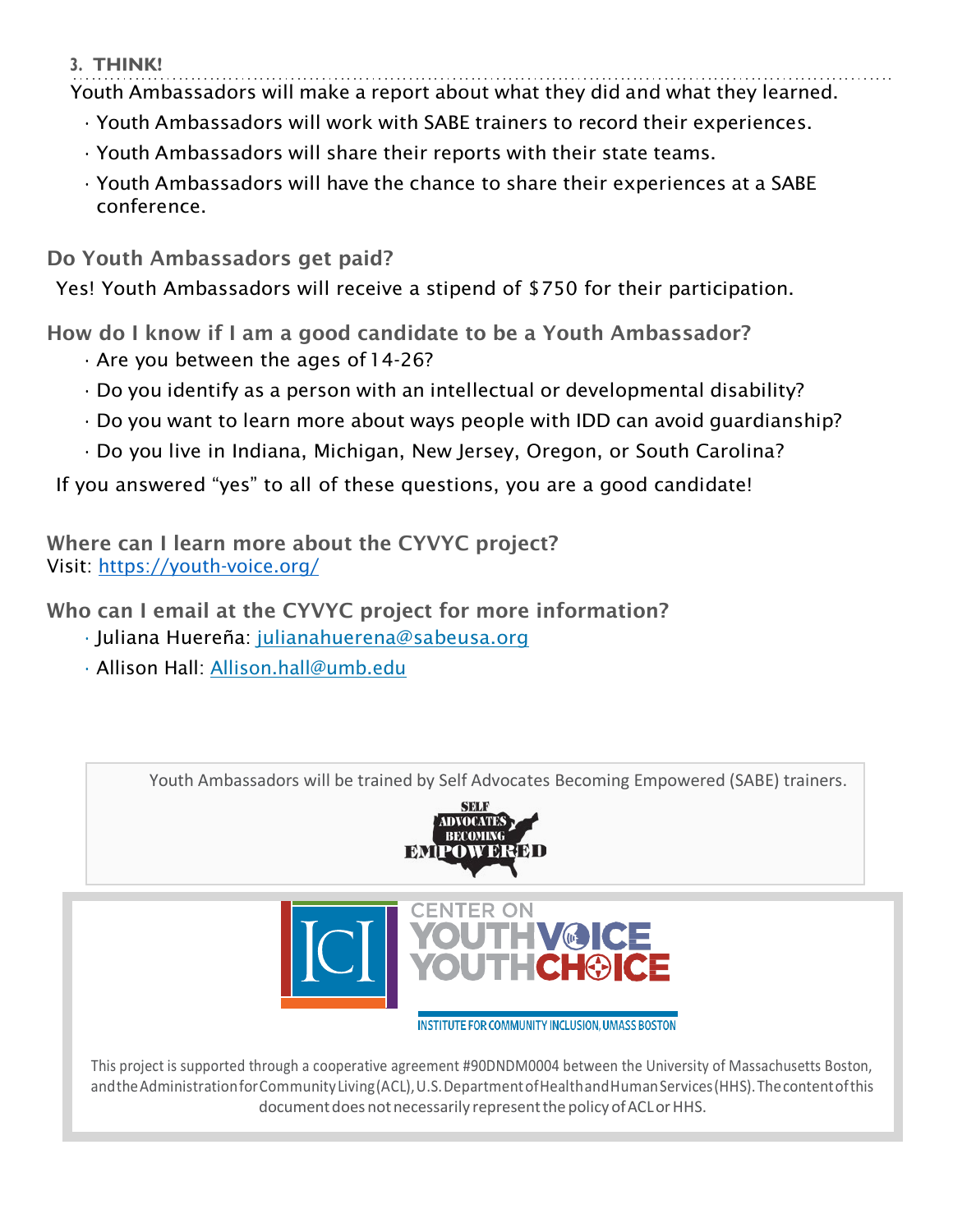### 3. THINK!

Youth Ambassadors will make a report about what they did and what they learned.

- Youth Ambassadors will work with SABE trainers to record their experiences.
- Youth Ambassadors will share their reports with their state teams.
- Youth Ambassadors will have the chance to share their experiences at a SABE conference.

## Do Youth Ambassadors get paid?

Yes! Youth Ambassadors will receive a stipend of $750 for their participation.

## How do I know if I am a good candidate to be a Youth Ambassador?

- Are you between the ages of 14-26?
- Do you identify as a person with an intellectual or developmental disability?
- Do you want to learn more about ways people with IDD can avoid guardianship?
- Do you live in Indiana, Michigan, New Jersey, Oregon, or South Carolina?

If you answered "yes" to all of these questions, you are a good candidate!

## Where can I learn more about the CYVYC project?

Visit: https://youth-voice.org/

## Who can I email at the CYVYC project for more information?

- Juliana Huereña: julianahuerena@sabeusa.org
- Allison Hall: Allison.hall@umb.edu

Youth Ambassadors will be trained by Self Advocates Becoming Empowered (SABE) trainers.

SELF ADVOCATES BECOMING EMPOWERED

CENTER ON YOUTH VOICE YOUTH CHOICE

INSTITUTE FOR COMMUNITY INCLUSION, UMASS BOSTON

This project is supported through a cooperative agreement #90DNDM0004 between the University of Massachusetts Boston, and the Administration for Community Living (ACL), U.S. Department of Health and Human Services (HHS). The content of this document does not necessarily represent the policy of ACL or HHS.